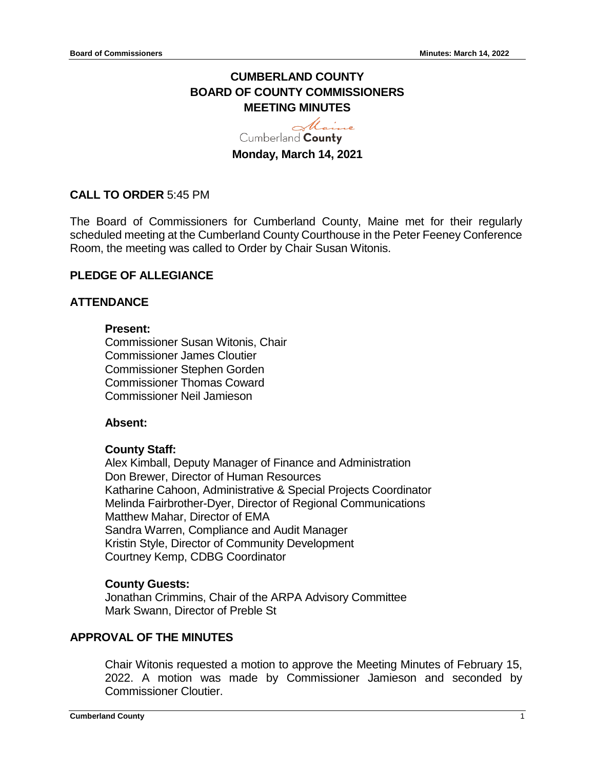# CUMBERLAND COUNTY BOARD OF COUNTY COMMISSIONERS MEETING MINUTES

Cumberland **County**

**Monday, March 14, 2021**

**CALL TO ORDER** 5:45 PM

The Board of Commissioners for Cumberland County, Maine met for their regularly scheduled meeting at the Cumberland County Courthouse in the Peter Feeney Conference Room, the meeting was called to Order by Chair Susan Witonis.

## PLEDGE OF ALLEGIANCE

## ATTENDANCE

**Present:**
Commissioner Susan Witonis, Chair
Commissioner James Cloutier
Commissioner Stephen Gorden
Commissioner Thomas Coward
Commissioner Neil Jamieson

**Absent:**

**County Staff:**
Alex Kimball, Deputy Manager of Finance and Administration
Don Brewer, Director of Human Resources
Katharine Cahoon, Administrative & Special Projects Coordinator
Melinda Fairbrother-Dyer, Director of Regional Communications
Matthew Mahar, Director of EMA
Sandra Warren, Compliance and Audit Manager
Kristin Style, Director of Community Development
Courtney Kemp, CDBG Coordinator

**County Guests:**
Jonathan Crimmins, Chair of the ARPA Advisory Committee
Mark Swann, Director of Preble St

## APPROVAL OF THE MINUTES

Chair Witonis requested a motion to approve the Meeting Minutes of February 15, 2022. A motion was made by Commissioner Jamieson and seconded by Commissioner Cloutier.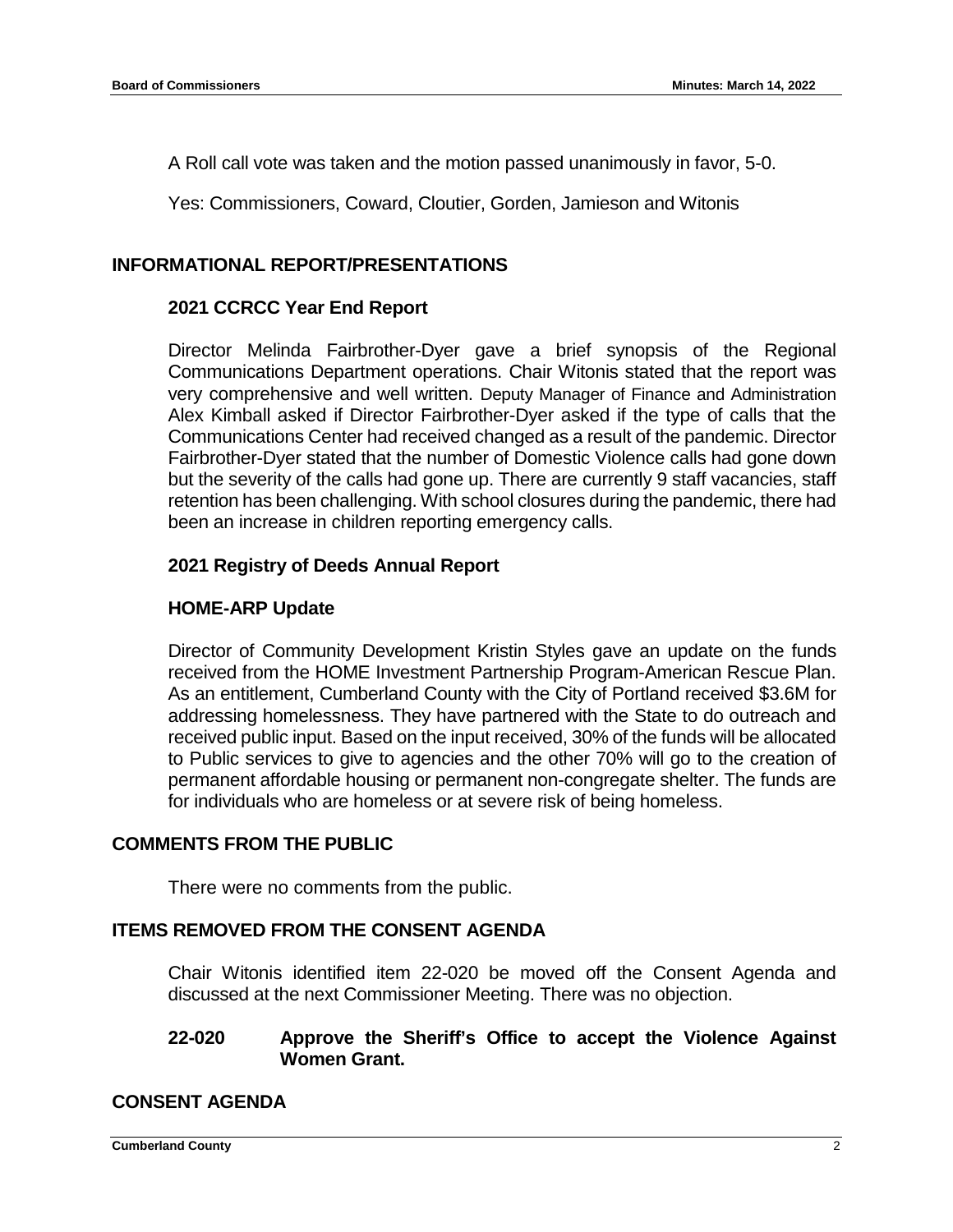A Roll call vote was taken and the motion passed unanimously in favor, 5-0.

Yes: Commissioners, Coward, Cloutier, Gorden, Jamieson and Witonis

## INFORMATIONAL REPORT/PRESENTATIONS

### 2021 CCRCC Year End Report

Director Melinda Fairbrother-Dyer gave a brief synopsis of the Regional Communications Department operations. Chair Witonis stated that the report was very comprehensive and well written. Deputy Manager of Finance and Administration Alex Kimball asked if Director Fairbrother-Dyer asked if the type of calls that the Communications Center had received changed as a result of the pandemic. Director Fairbrother-Dyer stated that the number of Domestic Violence calls had gone down but the severity of the calls had gone up. There are currently 9 staff vacancies, staff retention has been challenging. With school closures during the pandemic, there had been an increase in children reporting emergency calls.

### 2021 Registry of Deeds Annual Report

### HOME-ARP Update

Director of Community Development Kristin Styles gave an update on the funds received from the HOME Investment Partnership Program-American Rescue Plan. As an entitlement, Cumberland County with the City of Portland received $3.6M for addressing homelessness. They have partnered with the State to do outreach and received public input. Based on the input received, 30% of the funds will be allocated to Public services to give to agencies and the other 70% will go to the creation of permanent affordable housing or permanent non-congregate shelter. The funds are for individuals who are homeless or at severe risk of being homeless.

## COMMENTS FROM THE PUBLIC

There were no comments from the public.

## ITEMS REMOVED FROM THE CONSENT AGENDA

Chair Witonis identified item 22-020 be moved off the Consent Agenda and discussed at the next Commissioner Meeting. There was no objection.

**22-020 Approve the Sheriff's Office to accept the Violence Against Women Grant.**

## CONSENT AGENDA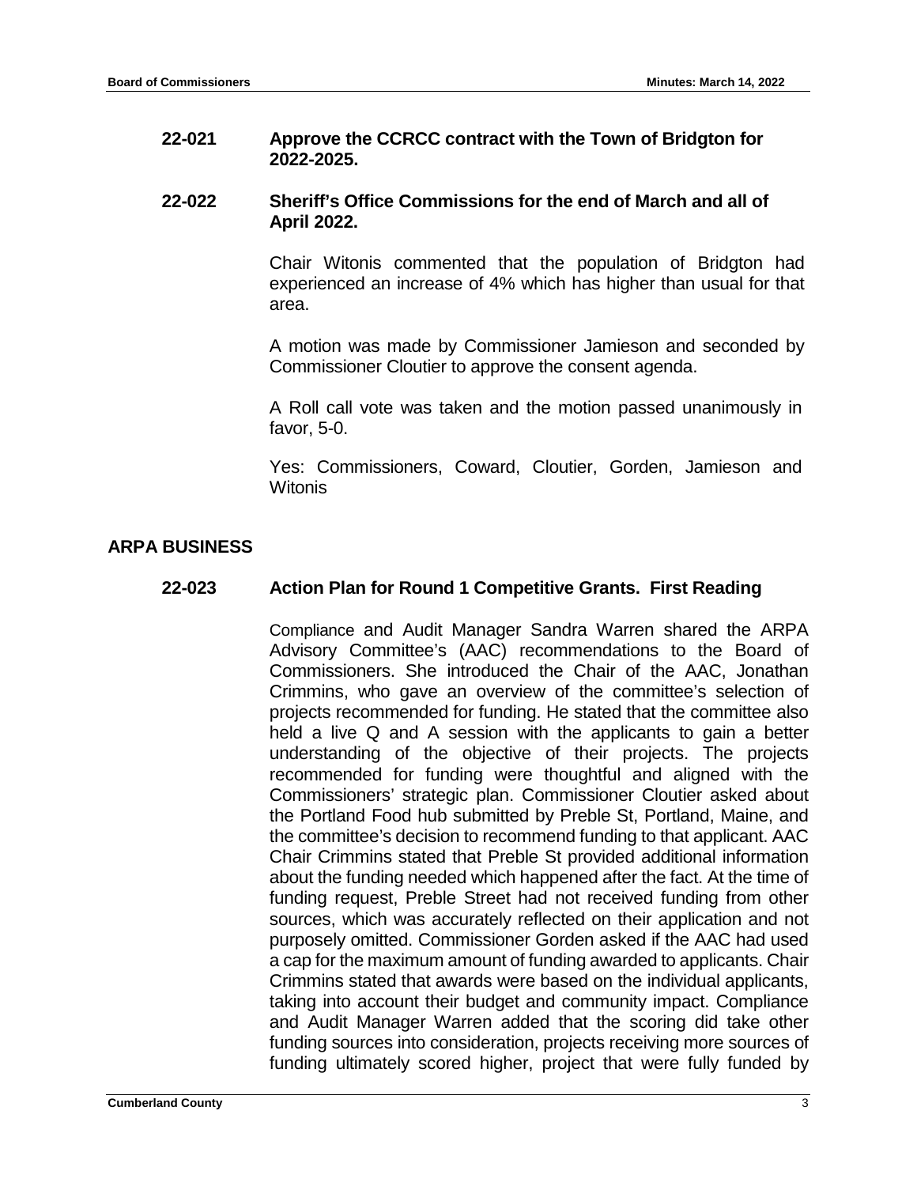**22-021 Approve the CCRCC contract with the Town of Bridgton for 2022-2025.**

**22-022 Sheriff's Office Commissions for the end of March and all of April 2022.**

Chair Witonis commented that the population of Bridgton had experienced an increase of 4% which has higher than usual for that area.

A motion was made by Commissioner Jamieson and seconded by Commissioner Cloutier to approve the consent agenda.

A Roll call vote was taken and the motion passed unanimously in favor, 5-0.

Yes: Commissioners, Coward, Cloutier, Gorden, Jamieson and Witonis

## ARPA BUSINESS

**22-023 Action Plan for Round 1 Competitive Grants. First Reading**

Compliance and Audit Manager Sandra Warren shared the ARPA Advisory Committee's (AAC) recommendations to the Board of Commissioners. She introduced the Chair of the AAC, Jonathan Crimmins, who gave an overview of the committee's selection of projects recommended for funding. He stated that the committee also held a live Q and A session with the applicants to gain a better understanding of the objective of their projects. The projects recommended for funding were thoughtful and aligned with the Commissioners' strategic plan. Commissioner Cloutier asked about the Portland Food hub submitted by Preble St, Portland, Maine, and the committee's decision to recommend funding to that applicant. AAC Chair Crimmins stated that Preble St provided additional information about the funding needed which happened after the fact. At the time of funding request, Preble Street had not received funding from other sources, which was accurately reflected on their application and not purposely omitted. Commissioner Gorden asked if the AAC had used a cap for the maximum amount of funding awarded to applicants. Chair Crimmins stated that awards were based on the individual applicants, taking into account their budget and community impact. Compliance and Audit Manager Warren added that the scoring did take other funding sources into consideration, projects receiving more sources of funding ultimately scored higher, project that were fully funded by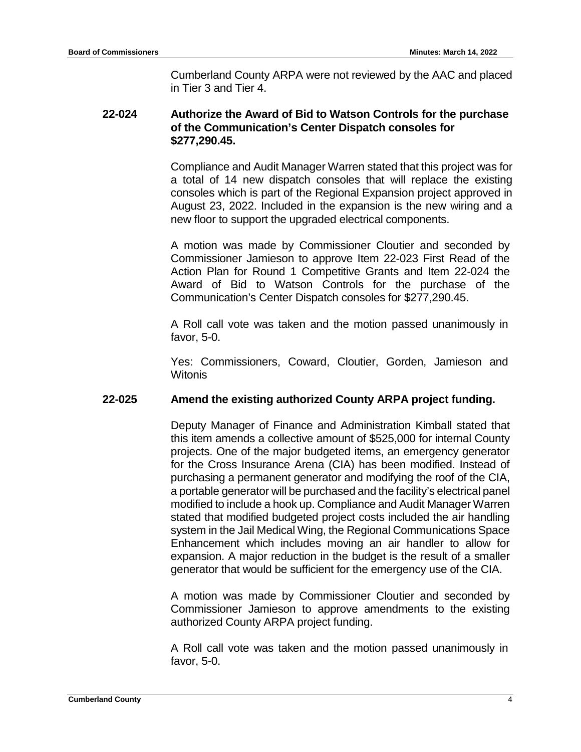Cumberland County ARPA were not reviewed by the AAC and placed in Tier 3 and Tier 4.

**22-024 Authorize the Award of Bid to Watson Controls for the purchase of the Communication's Center Dispatch consoles for $277,290.45.**

Compliance and Audit Manager Warren stated that this project was for a total of 14 new dispatch consoles that will replace the existing consoles which is part of the Regional Expansion project approved in August 23, 2022. Included in the expansion is the new wiring and a new floor to support the upgraded electrical components.

A motion was made by Commissioner Cloutier and seconded by Commissioner Jamieson to approve Item 22-023 First Read of the Action Plan for Round 1 Competitive Grants and Item 22-024 the Award of Bid to Watson Controls for the purchase of the Communication's Center Dispatch consoles for $277,290.45.

A Roll call vote was taken and the motion passed unanimously in favor, 5-0.

Yes: Commissioners, Coward, Cloutier, Gorden, Jamieson and Witonis

**22-025 Amend the existing authorized County ARPA project funding.**

Deputy Manager of Finance and Administration Kimball stated that this item amends a collective amount of $525,000 for internal County projects. One of the major budgeted items, an emergency generator for the Cross Insurance Arena (CIA) has been modified. Instead of purchasing a permanent generator and modifying the roof of the CIA, a portable generator will be purchased and the facility's electrical panel modified to include a hook up. Compliance and Audit Manager Warren stated that modified budgeted project costs included the air handling system in the Jail Medical Wing, the Regional Communications Space Enhancement which includes moving an air handler to allow for expansion. A major reduction in the budget is the result of a smaller generator that would be sufficient for the emergency use of the CIA.

A motion was made by Commissioner Cloutier and seconded by Commissioner Jamieson to approve amendments to the existing authorized County ARPA project funding.

A Roll call vote was taken and the motion passed unanimously in favor, 5-0.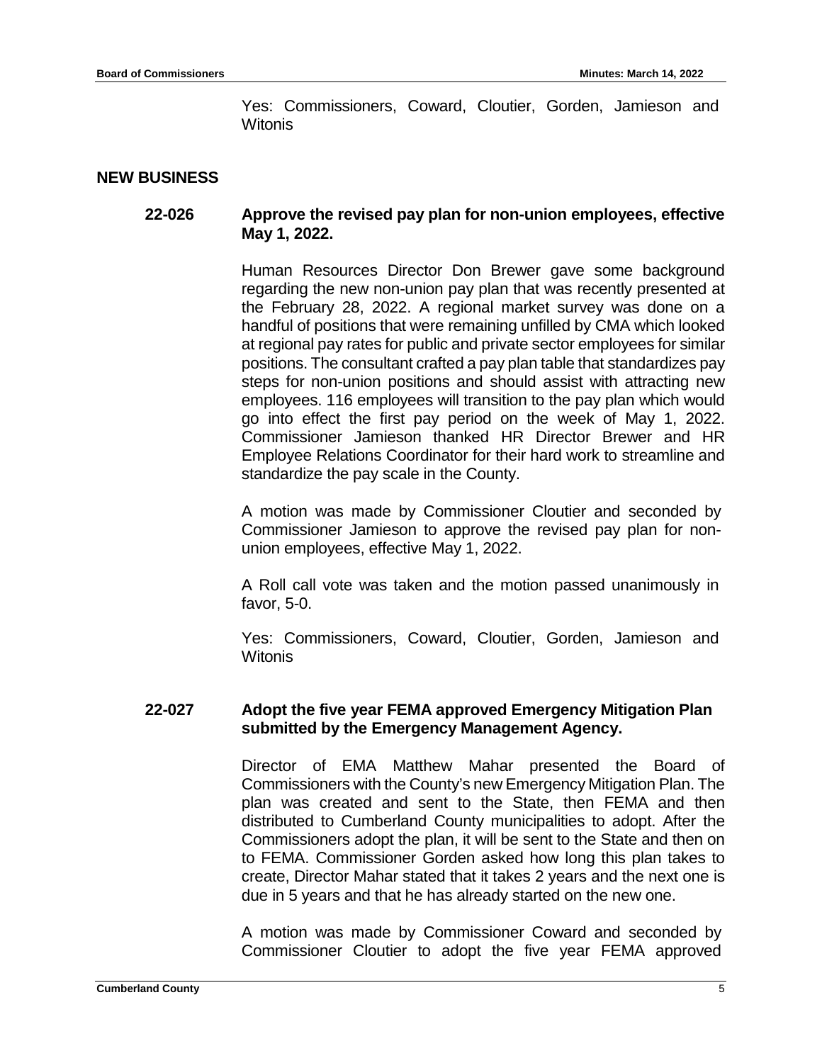Yes: Commissioners, Coward, Cloutier, Gorden, Jamieson and Witonis

## NEW BUSINESS

**22-026 Approve the revised pay plan for non-union employees, effective May 1, 2022.**

Human Resources Director Don Brewer gave some background regarding the new non-union pay plan that was recently presented at the February 28, 2022. A regional market survey was done on a handful of positions that were remaining unfilled by CMA which looked at regional pay rates for public and private sector employees for similar positions. The consultant crafted a pay plan table that standardizes pay steps for non-union positions and should assist with attracting new employees. 116 employees will transition to the pay plan which would go into effect the first pay period on the week of May 1, 2022. Commissioner Jamieson thanked HR Director Brewer and HR Employee Relations Coordinator for their hard work to streamline and standardize the pay scale in the County.

A motion was made by Commissioner Cloutier and seconded by Commissioner Jamieson to approve the revised pay plan for non-union employees, effective May 1, 2022.

A Roll call vote was taken and the motion passed unanimously in favor, 5-0.

Yes: Commissioners, Coward, Cloutier, Gorden, Jamieson and Witonis

**22-027 Adopt the five year FEMA approved Emergency Mitigation Plan submitted by the Emergency Management Agency.**

Director of EMA Matthew Mahar presented the Board of Commissioners with the County's new Emergency Mitigation Plan. The plan was created and sent to the State, then FEMA and then distributed to Cumberland County municipalities to adopt. After the Commissioners adopt the plan, it will be sent to the State and then on to FEMA. Commissioner Gorden asked how long this plan takes to create, Director Mahar stated that it takes 2 years and the next one is due in 5 years and that he has already started on the new one.

A motion was made by Commissioner Coward and seconded by Commissioner Cloutier to adopt the five year FEMA approved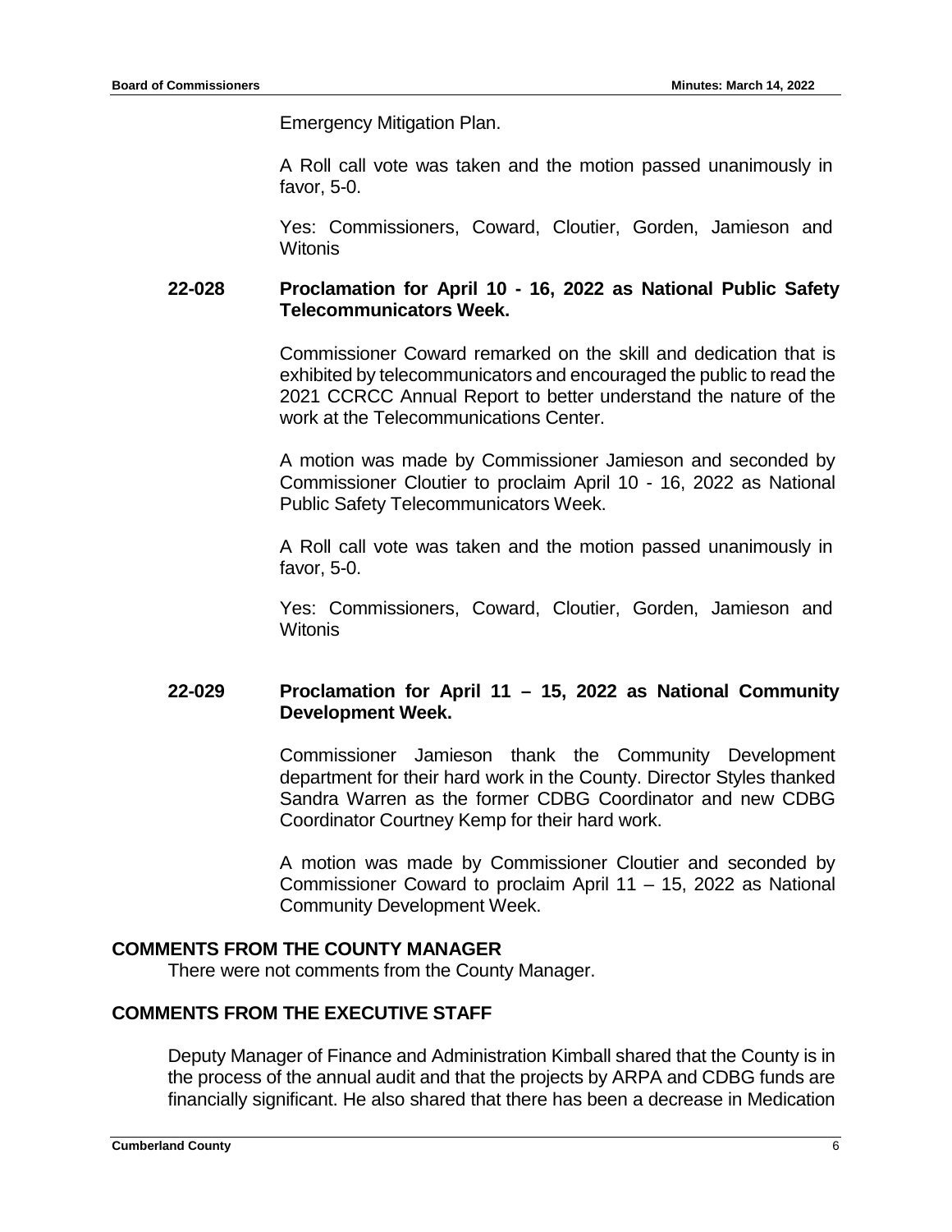Emergency Mitigation Plan.

A Roll call vote was taken and the motion passed unanimously in favor, 5-0.

Yes: Commissioners, Coward, Cloutier, Gorden, Jamieson and Witonis

**22-028 Proclamation for April 10 - 16, 2022 as National Public Safety Telecommunicators Week.**

Commissioner Coward remarked on the skill and dedication that is exhibited by telecommunicators and encouraged the public to read the 2021 CCRCC Annual Report to better understand the nature of the work at the Telecommunications Center.

A motion was made by Commissioner Jamieson and seconded by Commissioner Cloutier to proclaim April 10 - 16, 2022 as National Public Safety Telecommunicators Week.

A Roll call vote was taken and the motion passed unanimously in favor, 5-0.

Yes: Commissioners, Coward, Cloutier, Gorden, Jamieson and Witonis

**22-029 Proclamation for April 11 – 15, 2022 as National Community Development Week.**

Commissioner Jamieson thank the Community Development department for their hard work in the County. Director Styles thanked Sandra Warren as the former CDBG Coordinator and new CDBG Coordinator Courtney Kemp for their hard work.

A motion was made by Commissioner Cloutier and seconded by Commissioner Coward to proclaim April 11 – 15, 2022 as National Community Development Week.

## COMMENTS FROM THE COUNTY MANAGER

There were not comments from the County Manager.

## COMMENTS FROM THE EXECUTIVE STAFF

Deputy Manager of Finance and Administration Kimball shared that the County is in the process of the annual audit and that the projects by ARPA and CDBG funds are financially significant. He also shared that there has been a decrease in Medication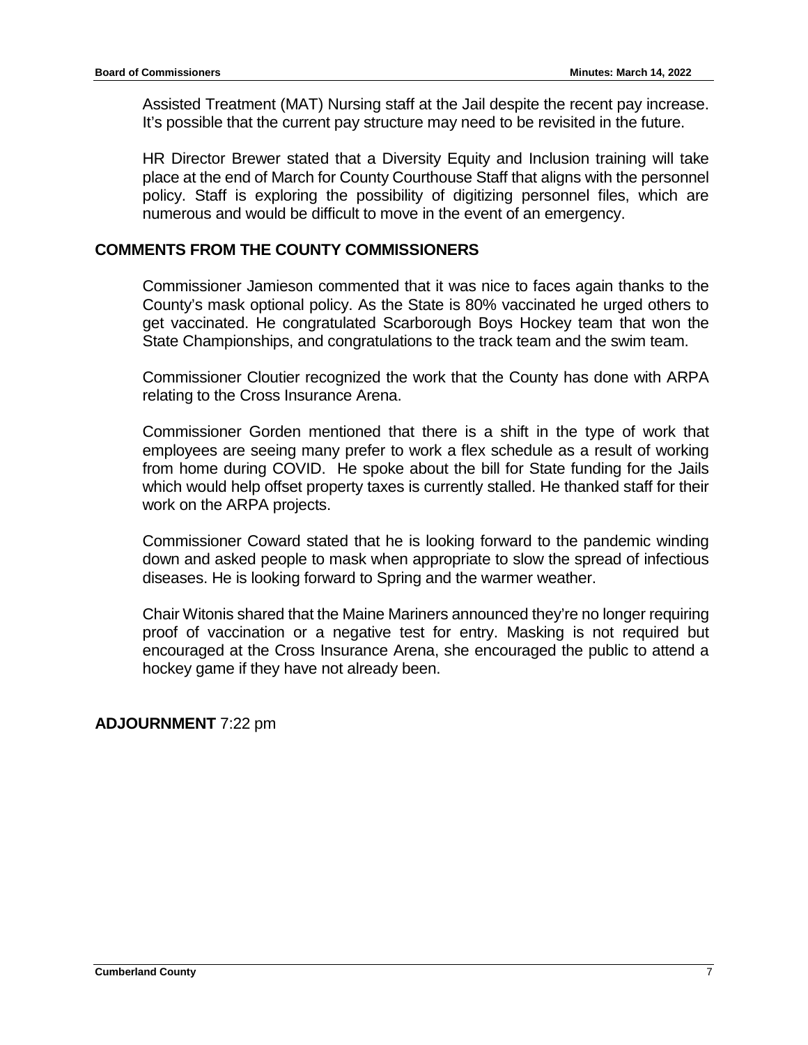Assisted Treatment (MAT) Nursing staff at the Jail despite the recent pay increase. It's possible that the current pay structure may need to be revisited in the future.

HR Director Brewer stated that a Diversity Equity and Inclusion training will take place at the end of March for County Courthouse Staff that aligns with the personnel policy. Staff is exploring the possibility of digitizing personnel files, which are numerous and would be difficult to move in the event of an emergency.

## COMMENTS FROM THE COUNTY COMMISSIONERS

Commissioner Jamieson commented that it was nice to faces again thanks to the County's mask optional policy. As the State is 80% vaccinated he urged others to get vaccinated. He congratulated Scarborough Boys Hockey team that won the State Championships, and congratulations to the track team and the swim team.

Commissioner Cloutier recognized the work that the County has done with ARPA relating to the Cross Insurance Arena.

Commissioner Gorden mentioned that there is a shift in the type of work that employees are seeing many prefer to work a flex schedule as a result of working from home during COVID. He spoke about the bill for State funding for the Jails which would help offset property taxes is currently stalled. He thanked staff for their work on the ARPA projects.

Commissioner Coward stated that he is looking forward to the pandemic winding down and asked people to mask when appropriate to slow the spread of infectious diseases. He is looking forward to Spring and the warmer weather.

Chair Witonis shared that the Maine Mariners announced they're no longer requiring proof of vaccination or a negative test for entry. Masking is not required but encouraged at the Cross Insurance Arena, she encouraged the public to attend a hockey game if they have not already been.

**ADJOURNMENT** 7:22 pm